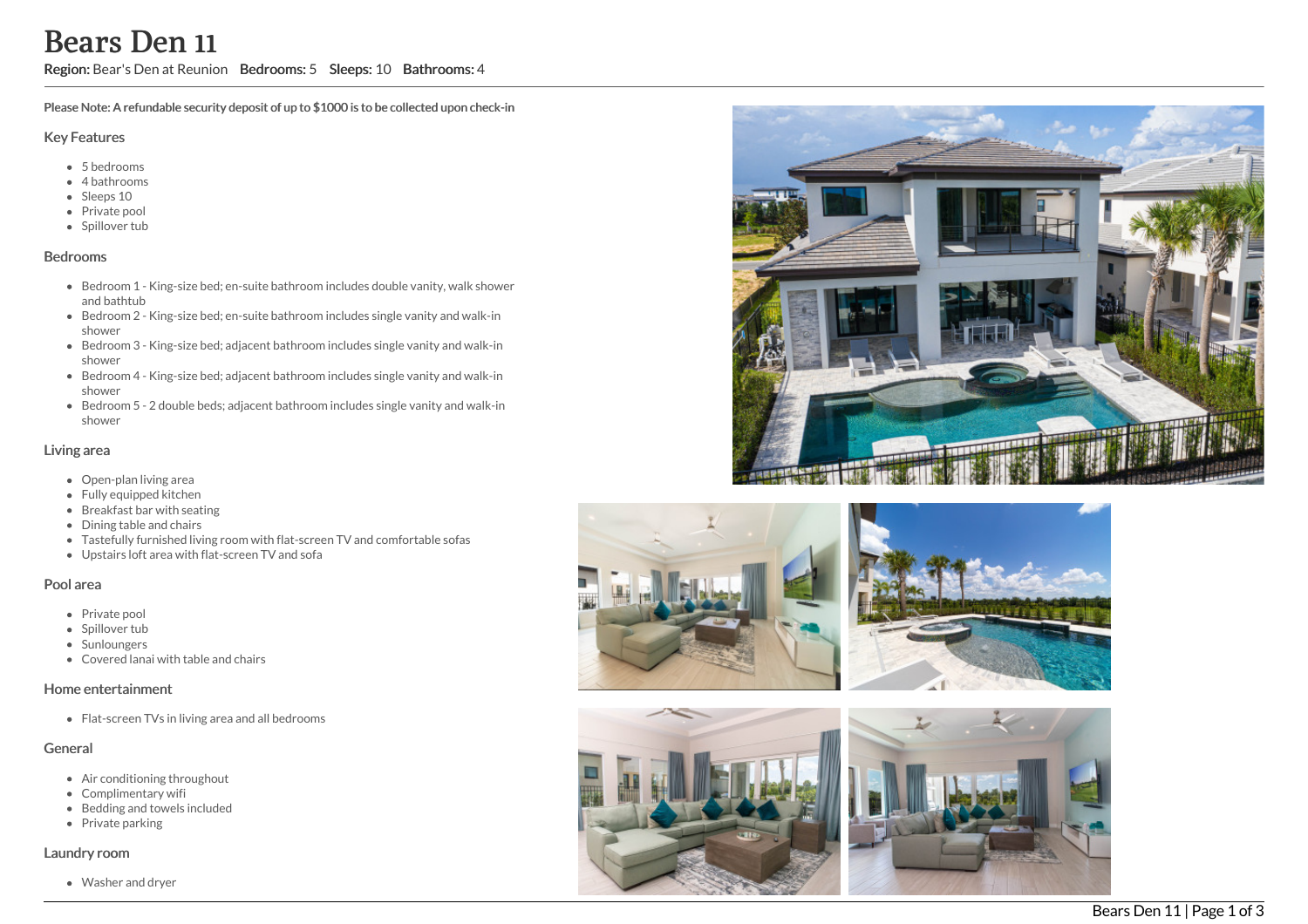# Bears Den 11

**Region:** Bear's Den at Reunion **Bedrooms:** 5 **Sleeps:** 10 **Bathrooms:** 4

**Please Note: A refundable security deposit of up to $1000 is to be collected upon check-in**

## Key Features

- 5 bedrooms
- 4 bathrooms
- Sleeps 10
- Private pool
- Spillover tub

## Bedrooms

- Bedroom 1 - King-size bed; en-suite bathroom includes double vanity, walk shower and bathtub
- Bedroom 2 - King-size bed; en-suite bathroom includes single vanity and walk-in shower
- Bedroom 3 - King-size bed; adjacent bathroom includes single vanity and walk-in shower
- Bedroom 4 - King-size bed; adjacent bathroom includes single vanity and walk-in shower
- Bedroom 5 - 2 double beds; adjacent bathroom includes single vanity and walk-in shower

## Living area

- Open-plan living area
- Fully equipped kitchen
- Breakfast bar with seating
- Dining table and chairs
- Tastefully furnished living room with flat-screen TV and comfortable sofas
- Upstairs loft area with flat-screen TV and sofa

## Pool area

- Private pool
- Spillover tub
- Sunloungers
- Covered lanai with table and chairs

## Home entertainment

- Flat-screen TVs in living area and all bedrooms

## General

- Air conditioning throughout
- Complimentary wifi
- Bedding and towels included
- Private parking

## Laundry room

- Washer and dryer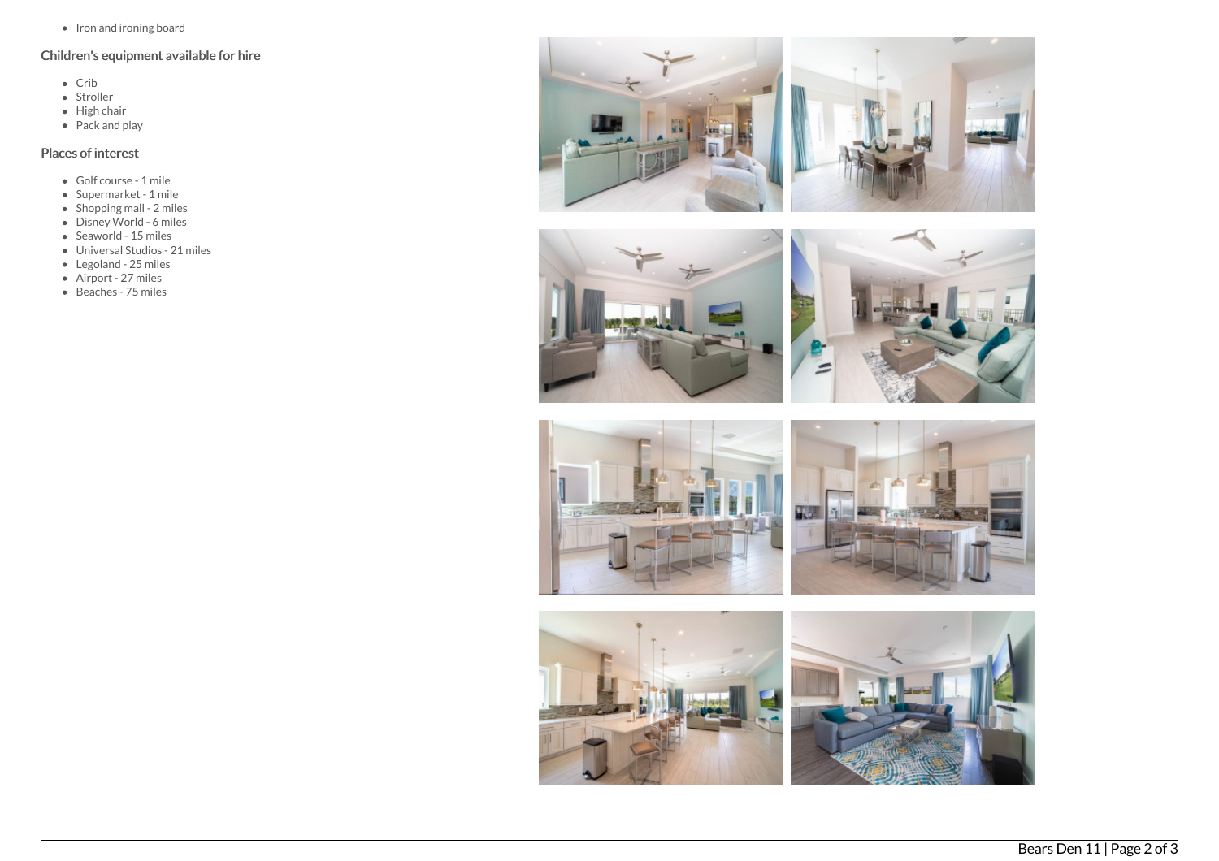- Iron and ironing board

## Children's equipment available for hire

- Crib
- Stroller
- High chair
- Pack and play

## Places of interest

- Golf course - 1 mile
- Supermarket - 1 mile
- Shopping mall - 2 miles
- Disney World - 6 miles
- Seaworld - 15 miles
- Universal Studios - 21 miles
- Legoland - 25 miles
- Airport - 27 miles
- Beaches - 75 miles